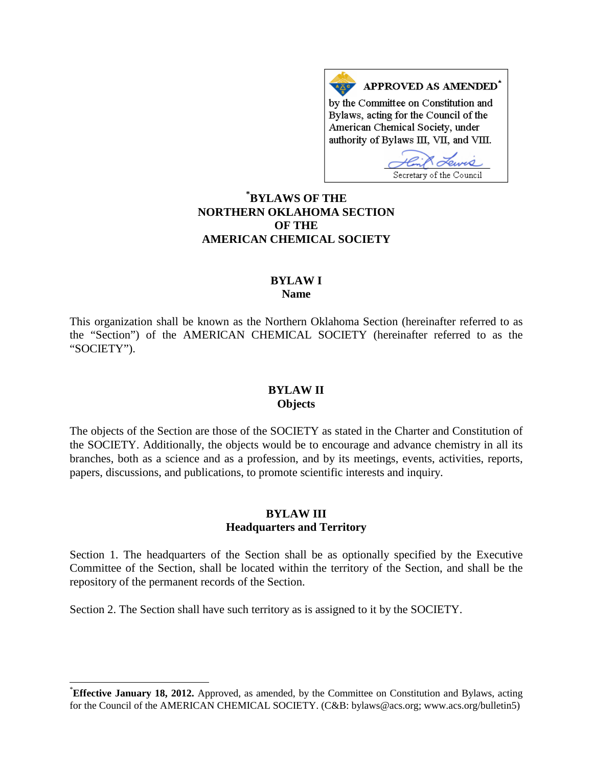**APPROVED AS AMENDED*** by the Committee on Constitution and Bylaws, acting for the Council of the American Chemical Society, under authority of Bylaws III, VII, and VIII.

Secretary of the Council

# *BYLAWS OF THE NORTHERN OKLAHOMA SECTION OF THE AMERICAN CHEMICAL SOCIETY

## BYLAW I
## Name

This organization shall be known as the Northern Oklahoma Section (hereinafter referred to as the "Section") of the AMERICAN CHEMICAL SOCIETY (hereinafter referred to as the "SOCIETY").

## BYLAW II
## Objects

The objects of the Section are those of the SOCIETY as stated in the Charter and Constitution of the SOCIETY. Additionally, the objects would be to encourage and advance chemistry in all its branches, both as a science and as a profession, and by its meetings, events, activities, reports, papers, discussions, and publications, to promote scientific interests and inquiry.

## BYLAW III
## Headquarters and Territory

Section 1. The headquarters of the Section shall be as optionally specified by the Executive Committee of the Section, shall be located within the territory of the Section, and shall be the repository of the permanent records of the Section.

Section 2. The Section shall have such territory as is assigned to it by the SOCIETY.

---

*__Effective January 18, 2012.__ Approved, as amended, by the Committee on Constitution and Bylaws, acting for the Council of the AMERICAN CHEMICAL SOCIETY. (C&B: bylaws@acs.org; www.acs.org/bulletin5)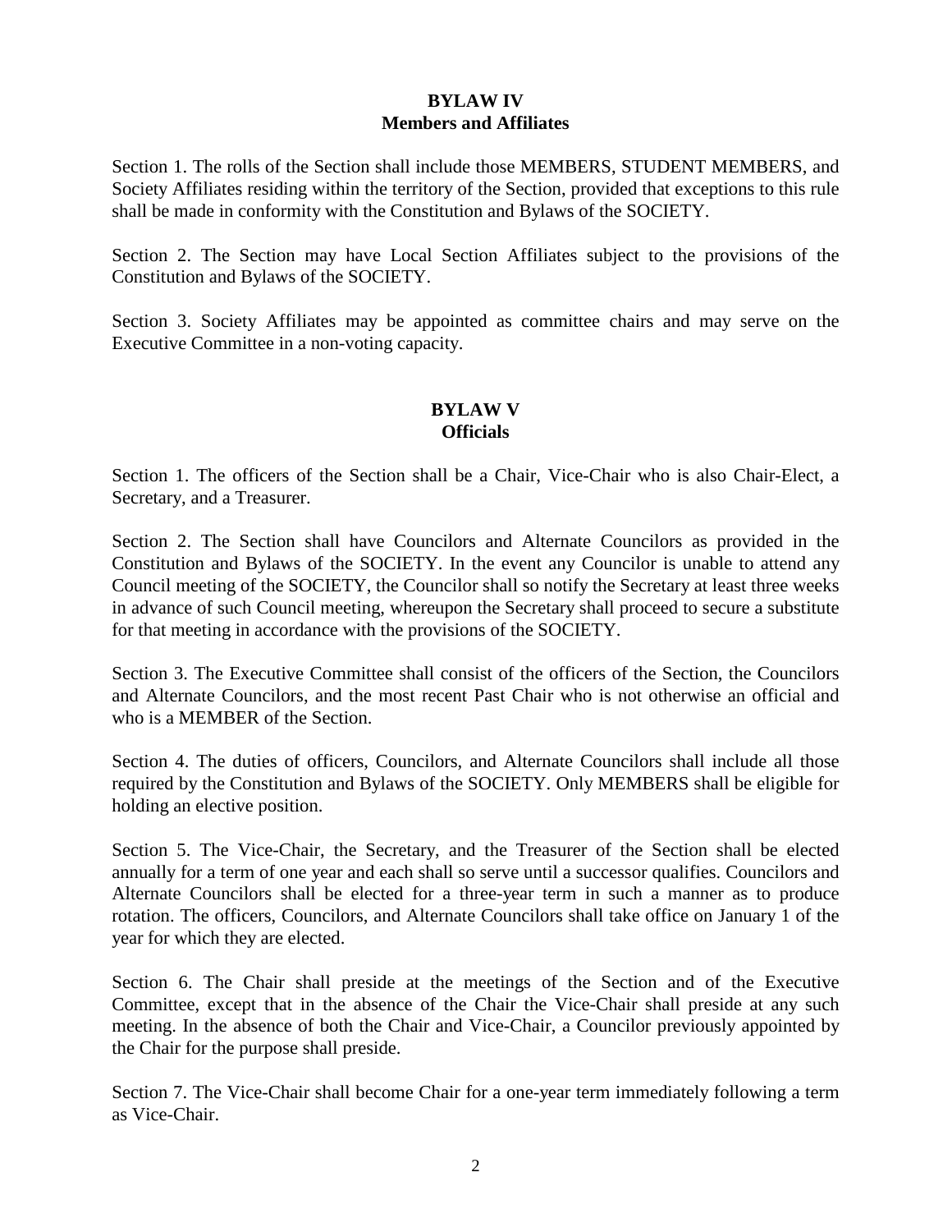## BYLAW IV
## Members and Affiliates

Section 1. The rolls of the Section shall include those MEMBERS, STUDENT MEMBERS, and Society Affiliates residing within the territory of the Section, provided that exceptions to this rule shall be made in conformity with the Constitution and Bylaws of the SOCIETY.

Section 2. The Section may have Local Section Affiliates subject to the provisions of the Constitution and Bylaws of the SOCIETY.

Section 3. Society Affiliates may be appointed as committee chairs and may serve on the Executive Committee in a non-voting capacity.

## BYLAW V
## Officials

Section 1. The officers of the Section shall be a Chair, Vice-Chair who is also Chair-Elect, a Secretary, and a Treasurer.

Section 2. The Section shall have Councilors and Alternate Councilors as provided in the Constitution and Bylaws of the SOCIETY. In the event any Councilor is unable to attend any Council meeting of the SOCIETY, the Councilor shall so notify the Secretary at least three weeks in advance of such Council meeting, whereupon the Secretary shall proceed to secure a substitute for that meeting in accordance with the provisions of the SOCIETY.

Section 3. The Executive Committee shall consist of the officers of the Section, the Councilors and Alternate Councilors, and the most recent Past Chair who is not otherwise an official and who is a MEMBER of the Section.

Section 4. The duties of officers, Councilors, and Alternate Councilors shall include all those required by the Constitution and Bylaws of the SOCIETY. Only MEMBERS shall be eligible for holding an elective position.

Section 5. The Vice-Chair, the Secretary, and the Treasurer of the Section shall be elected annually for a term of one year and each shall so serve until a successor qualifies. Councilors and Alternate Councilors shall be elected for a three-year term in such a manner as to produce rotation. The officers, Councilors, and Alternate Councilors shall take office on January 1 of the year for which they are elected.

Section 6. The Chair shall preside at the meetings of the Section and of the Executive Committee, except that in the absence of the Chair the Vice-Chair shall preside at any such meeting. In the absence of both the Chair and Vice-Chair, a Councilor previously appointed by the Chair for the purpose shall preside.

Section 7. The Vice-Chair shall become Chair for a one-year term immediately following a term as Vice-Chair.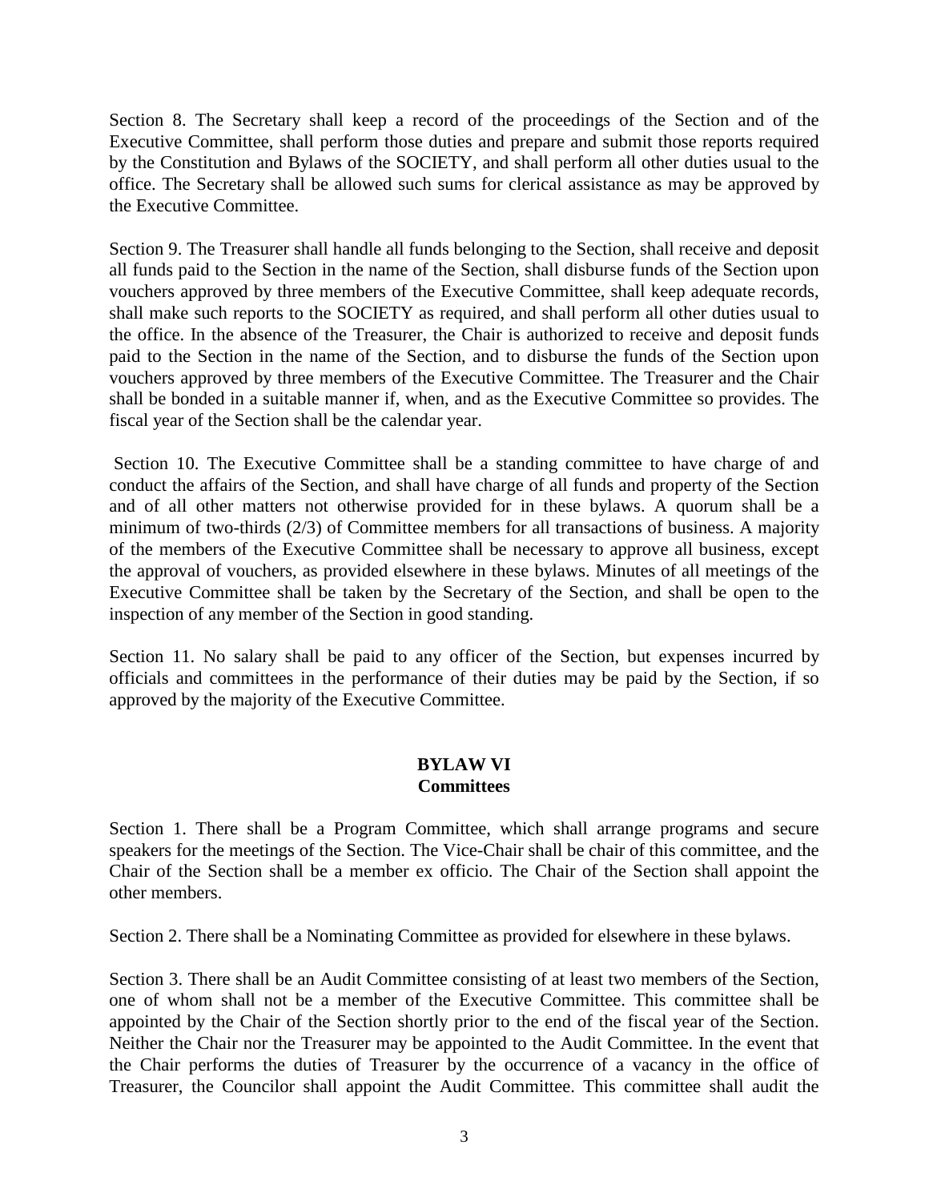Section 8. The Secretary shall keep a record of the proceedings of the Section and of the Executive Committee, shall perform those duties and prepare and submit those reports required by the Constitution and Bylaws of the SOCIETY, and shall perform all other duties usual to the office. The Secretary shall be allowed such sums for clerical assistance as may be approved by the Executive Committee.

Section 9. The Treasurer shall handle all funds belonging to the Section, shall receive and deposit all funds paid to the Section in the name of the Section, shall disburse funds of the Section upon vouchers approved by three members of the Executive Committee, shall keep adequate records, shall make such reports to the SOCIETY as required, and shall perform all other duties usual to the office. In the absence of the Treasurer, the Chair is authorized to receive and deposit funds paid to the Section in the name of the Section, and to disburse the funds of the Section upon vouchers approved by three members of the Executive Committee. The Treasurer and the Chair shall be bonded in a suitable manner if, when, and as the Executive Committee so provides. The fiscal year of the Section shall be the calendar year.

Section 10. The Executive Committee shall be a standing committee to have charge of and conduct the affairs of the Section, and shall have charge of all funds and property of the Section and of all other matters not otherwise provided for in these bylaws. A quorum shall be a minimum of two-thirds (2/3) of Committee members for all transactions of business. A majority of the members of the Executive Committee shall be necessary to approve all business, except the approval of vouchers, as provided elsewhere in these bylaws. Minutes of all meetings of the Executive Committee shall be taken by the Secretary of the Section, and shall be open to the inspection of any member of the Section in good standing.

Section 11. No salary shall be paid to any officer of the Section, but expenses incurred by officials and committees in the performance of their duties may be paid by the Section, if so approved by the majority of the Executive Committee.

## BYLAW VI
## Committees

Section 1. There shall be a Program Committee, which shall arrange programs and secure speakers for the meetings of the Section. The Vice-Chair shall be chair of this committee, and the Chair of the Section shall be a member ex officio. The Chair of the Section shall appoint the other members.

Section 2. There shall be a Nominating Committee as provided for elsewhere in these bylaws.

Section 3. There shall be an Audit Committee consisting of at least two members of the Section, one of whom shall not be a member of the Executive Committee. This committee shall be appointed by the Chair of the Section shortly prior to the end of the fiscal year of the Section. Neither the Chair nor the Treasurer may be appointed to the Audit Committee. In the event that the Chair performs the duties of Treasurer by the occurrence of a vacancy in the office of Treasurer, the Councilor shall appoint the Audit Committee. This committee shall audit the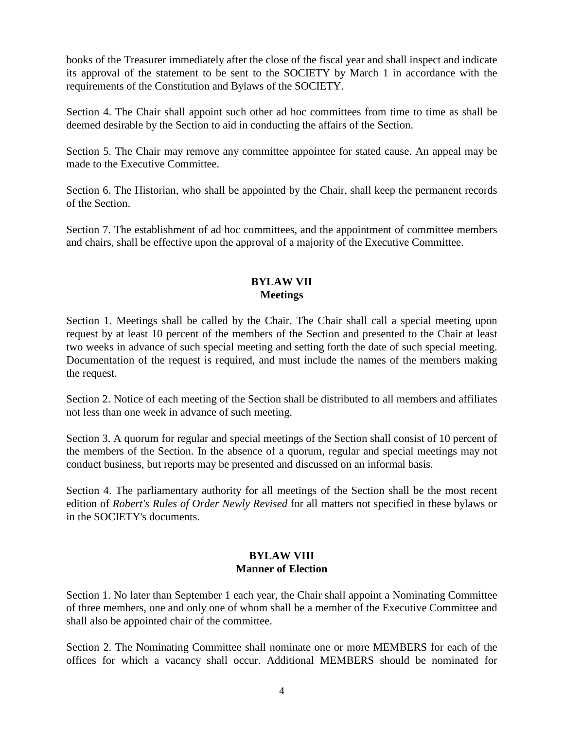books of the Treasurer immediately after the close of the fiscal year and shall inspect and indicate its approval of the statement to be sent to the SOCIETY by March 1 in accordance with the requirements of the Constitution and Bylaws of the SOCIETY.

Section 4. The Chair shall appoint such other ad hoc committees from time to time as shall be deemed desirable by the Section to aid in conducting the affairs of the Section.

Section 5. The Chair may remove any committee appointee for stated cause. An appeal may be made to the Executive Committee.

Section 6. The Historian, who shall be appointed by the Chair, shall keep the permanent records of the Section.

Section 7. The establishment of ad hoc committees, and the appointment of committee members and chairs, shall be effective upon the approval of a majority of the Executive Committee.

## BYLAW VII
## Meetings

Section 1. Meetings shall be called by the Chair. The Chair shall call a special meeting upon request by at least 10 percent of the members of the Section and presented to the Chair at least two weeks in advance of such special meeting and setting forth the date of such special meeting. Documentation of the request is required, and must include the names of the members making the request.

Section 2. Notice of each meeting of the Section shall be distributed to all members and affiliates not less than one week in advance of such meeting.

Section 3. A quorum for regular and special meetings of the Section shall consist of 10 percent of the members of the Section. In the absence of a quorum, regular and special meetings may not conduct business, but reports may be presented and discussed on an informal basis.

Section 4. The parliamentary authority for all meetings of the Section shall be the most recent edition of *Robert's Rules of Order Newly Revised* for all matters not specified in these bylaws or in the SOCIETY's documents.

## BYLAW VIII
## Manner of Election

Section 1. No later than September 1 each year, the Chair shall appoint a Nominating Committee of three members, one and only one of whom shall be a member of the Executive Committee and shall also be appointed chair of the committee.

Section 2. The Nominating Committee shall nominate one or more MEMBERS for each of the offices for which a vacancy shall occur. Additional MEMBERS should be nominated for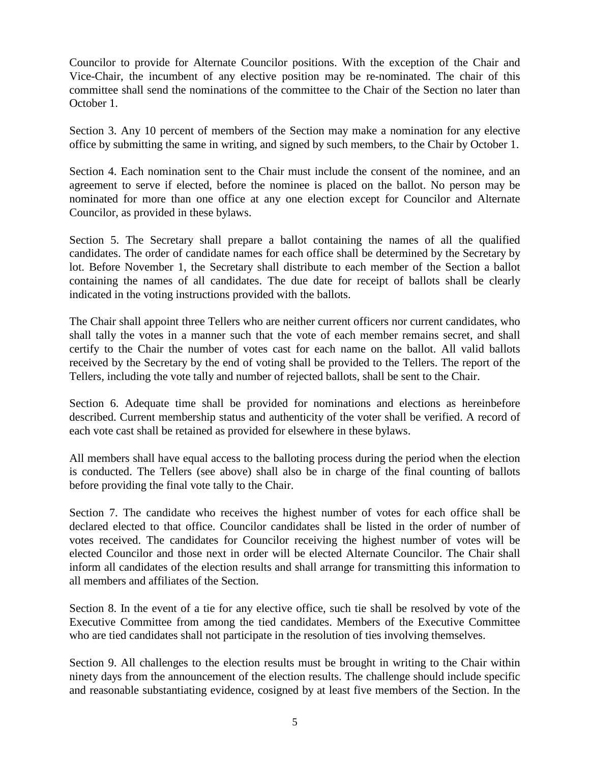Councilor to provide for Alternate Councilor positions. With the exception of the Chair and Vice-Chair, the incumbent of any elective position may be re-nominated. The chair of this committee shall send the nominations of the committee to the Chair of the Section no later than October 1.

Section 3. Any 10 percent of members of the Section may make a nomination for any elective office by submitting the same in writing, and signed by such members, to the Chair by October 1.

Section 4. Each nomination sent to the Chair must include the consent of the nominee, and an agreement to serve if elected, before the nominee is placed on the ballot. No person may be nominated for more than one office at any one election except for Councilor and Alternate Councilor, as provided in these bylaws.

Section 5. The Secretary shall prepare a ballot containing the names of all the qualified candidates. The order of candidate names for each office shall be determined by the Secretary by lot. Before November 1, the Secretary shall distribute to each member of the Section a ballot containing the names of all candidates. The due date for receipt of ballots shall be clearly indicated in the voting instructions provided with the ballots.

The Chair shall appoint three Tellers who are neither current officers nor current candidates, who shall tally the votes in a manner such that the vote of each member remains secret, and shall certify to the Chair the number of votes cast for each name on the ballot. All valid ballots received by the Secretary by the end of voting shall be provided to the Tellers. The report of the Tellers, including the vote tally and number of rejected ballots, shall be sent to the Chair.

Section 6. Adequate time shall be provided for nominations and elections as hereinbefore described. Current membership status and authenticity of the voter shall be verified. A record of each vote cast shall be retained as provided for elsewhere in these bylaws.

All members shall have equal access to the balloting process during the period when the election is conducted. The Tellers (see above) shall also be in charge of the final counting of ballots before providing the final vote tally to the Chair.

Section 7. The candidate who receives the highest number of votes for each office shall be declared elected to that office. Councilor candidates shall be listed in the order of number of votes received. The candidates for Councilor receiving the highest number of votes will be elected Councilor and those next in order will be elected Alternate Councilor. The Chair shall inform all candidates of the election results and shall arrange for transmitting this information to all members and affiliates of the Section.

Section 8. In the event of a tie for any elective office, such tie shall be resolved by vote of the Executive Committee from among the tied candidates. Members of the Executive Committee who are tied candidates shall not participate in the resolution of ties involving themselves.

Section 9. All challenges to the election results must be brought in writing to the Chair within ninety days from the announcement of the election results. The challenge should include specific and reasonable substantiating evidence, cosigned by at least five members of the Section. In the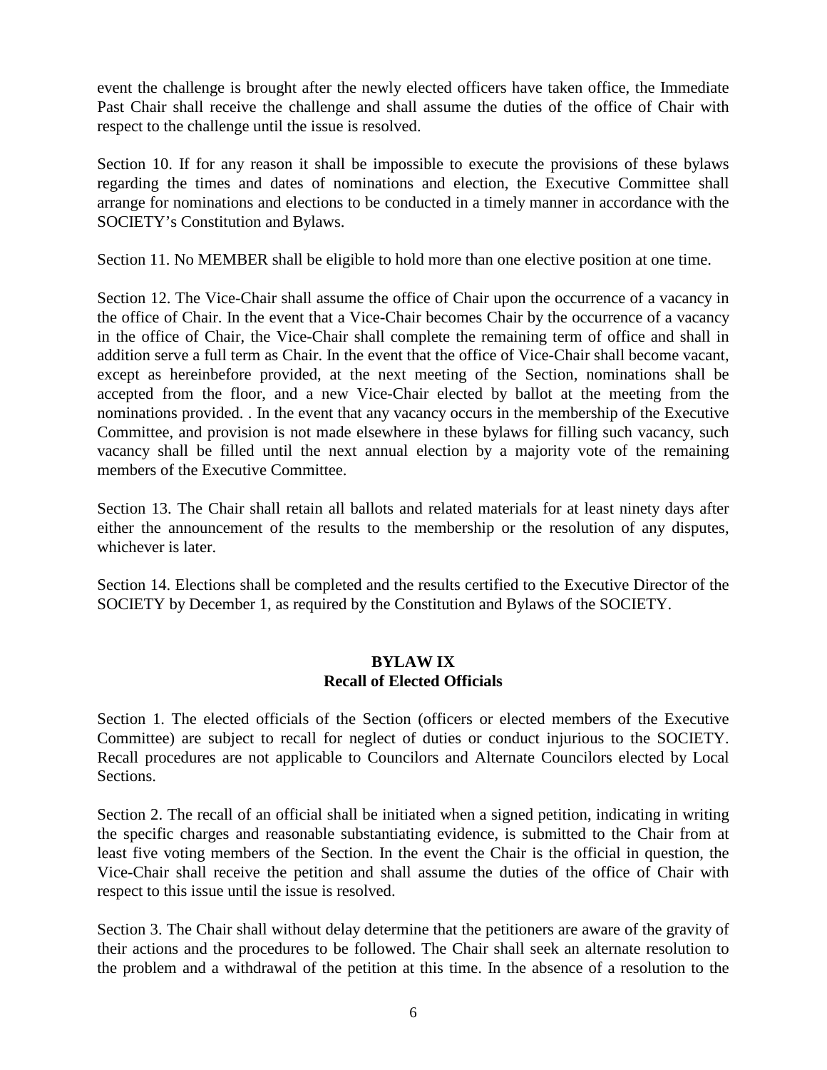event the challenge is brought after the newly elected officers have taken office, the Immediate Past Chair shall receive the challenge and shall assume the duties of the office of Chair with respect to the challenge until the issue is resolved.

Section 10. If for any reason it shall be impossible to execute the provisions of these bylaws regarding the times and dates of nominations and election, the Executive Committee shall arrange for nominations and elections to be conducted in a timely manner in accordance with the SOCIETY's Constitution and Bylaws.

Section 11. No MEMBER shall be eligible to hold more than one elective position at one time.

Section 12. The Vice-Chair shall assume the office of Chair upon the occurrence of a vacancy in the office of Chair. In the event that a Vice-Chair becomes Chair by the occurrence of a vacancy in the office of Chair, the Vice-Chair shall complete the remaining term of office and shall in addition serve a full term as Chair. In the event that the office of Vice-Chair shall become vacant, except as hereinbefore provided, at the next meeting of the Section, nominations shall be accepted from the floor, and a new Vice-Chair elected by ballot at the meeting from the nominations provided. . In the event that any vacancy occurs in the membership of the Executive Committee, and provision is not made elsewhere in these bylaws for filling such vacancy, such vacancy shall be filled until the next annual election by a majority vote of the remaining members of the Executive Committee.

Section 13. The Chair shall retain all ballots and related materials for at least ninety days after either the announcement of the results to the membership or the resolution of any disputes, whichever is later.

Section 14. Elections shall be completed and the results certified to the Executive Director of the SOCIETY by December 1, as required by the Constitution and Bylaws of the SOCIETY.

## BYLAW IX
## Recall of Elected Officials

Section 1. The elected officials of the Section (officers or elected members of the Executive Committee) are subject to recall for neglect of duties or conduct injurious to the SOCIETY. Recall procedures are not applicable to Councilors and Alternate Councilors elected by Local Sections.

Section 2. The recall of an official shall be initiated when a signed petition, indicating in writing the specific charges and reasonable substantiating evidence, is submitted to the Chair from at least five voting members of the Section. In the event the Chair is the official in question, the Vice-Chair shall receive the petition and shall assume the duties of the office of Chair with respect to this issue until the issue is resolved.

Section 3. The Chair shall without delay determine that the petitioners are aware of the gravity of their actions and the procedures to be followed. The Chair shall seek an alternate resolution to the problem and a withdrawal of the petition at this time. In the absence of a resolution to the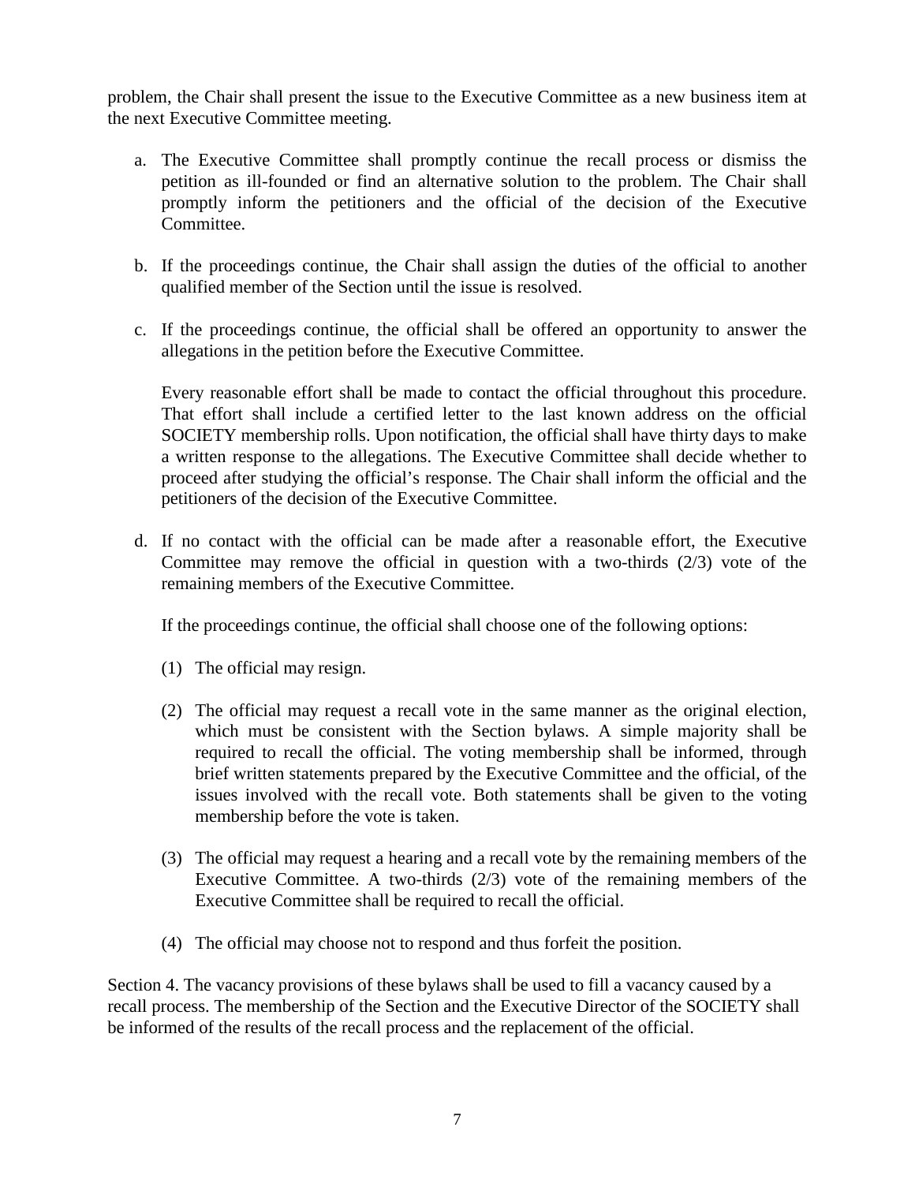problem, the Chair shall present the issue to the Executive Committee as a new business item at the next Executive Committee meeting.

a. The Executive Committee shall promptly continue the recall process or dismiss the petition as ill-founded or find an alternative solution to the problem. The Chair shall promptly inform the petitioners and the official of the decision of the Executive Committee.

b. If the proceedings continue, the Chair shall assign the duties of the official to another qualified member of the Section until the issue is resolved.

c. If the proceedings continue, the official shall be offered an opportunity to answer the allegations in the petition before the Executive Committee.

   Every reasonable effort shall be made to contact the official throughout this procedure. That effort shall include a certified letter to the last known address on the official SOCIETY membership rolls. Upon notification, the official shall have thirty days to make a written response to the allegations. The Executive Committee shall decide whether to proceed after studying the official's response. The Chair shall inform the official and the petitioners of the decision of the Executive Committee.

d. If no contact with the official can be made after a reasonable effort, the Executive Committee may remove the official in question with a two-thirds (2/3) vote of the remaining members of the Executive Committee.

   If the proceedings continue, the official shall choose one of the following options:

   (1) The official may resign.

   (2) The official may request a recall vote in the same manner as the original election, which must be consistent with the Section bylaws. A simple majority shall be required to recall the official. The voting membership shall be informed, through brief written statements prepared by the Executive Committee and the official, of the issues involved with the recall vote. Both statements shall be given to the voting membership before the vote is taken.

   (3) The official may request a hearing and a recall vote by the remaining members of the Executive Committee. A two-thirds (2/3) vote of the remaining members of the Executive Committee shall be required to recall the official.

   (4) The official may choose not to respond and thus forfeit the position.

Section 4. The vacancy provisions of these bylaws shall be used to fill a vacancy caused by a recall process. The membership of the Section and the Executive Director of the SOCIETY shall be informed of the results of the recall process and the replacement of the official.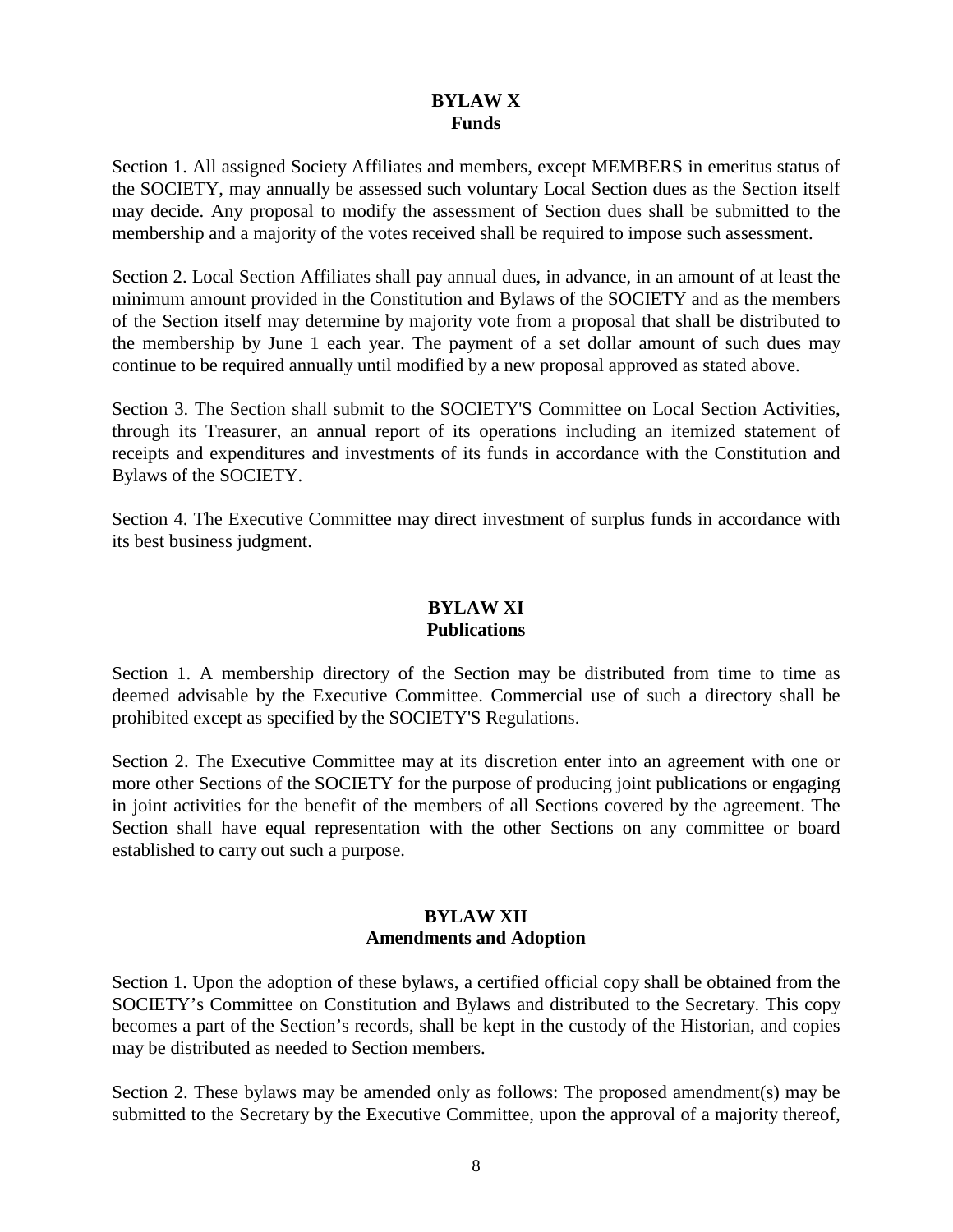## BYLAW X
## Funds

Section 1. All assigned Society Affiliates and members, except MEMBERS in emeritus status of the SOCIETY, may annually be assessed such voluntary Local Section dues as the Section itself may decide. Any proposal to modify the assessment of Section dues shall be submitted to the membership and a majority of the votes received shall be required to impose such assessment.

Section 2. Local Section Affiliates shall pay annual dues, in advance, in an amount of at least the minimum amount provided in the Constitution and Bylaws of the SOCIETY and as the members of the Section itself may determine by majority vote from a proposal that shall be distributed to the membership by June 1 each year. The payment of a set dollar amount of such dues may continue to be required annually until modified by a new proposal approved as stated above.

Section 3. The Section shall submit to the SOCIETY'S Committee on Local Section Activities, through its Treasurer, an annual report of its operations including an itemized statement of receipts and expenditures and investments of its funds in accordance with the Constitution and Bylaws of the SOCIETY.

Section 4. The Executive Committee may direct investment of surplus funds in accordance with its best business judgment.

## BYLAW XI
## Publications

Section 1. A membership directory of the Section may be distributed from time to time as deemed advisable by the Executive Committee. Commercial use of such a directory shall be prohibited except as specified by the SOCIETY'S Regulations.

Section 2. The Executive Committee may at its discretion enter into an agreement with one or more other Sections of the SOCIETY for the purpose of producing joint publications or engaging in joint activities for the benefit of the members of all Sections covered by the agreement. The Section shall have equal representation with the other Sections on any committee or board established to carry out such a purpose.

## BYLAW XII
## Amendments and Adoption

Section 1. Upon the adoption of these bylaws, a certified official copy shall be obtained from the SOCIETY's Committee on Constitution and Bylaws and distributed to the Secretary. This copy becomes a part of the Section's records, shall be kept in the custody of the Historian, and copies may be distributed as needed to Section members.

Section 2. These bylaws may be amended only as follows: The proposed amendment(s) may be submitted to the Secretary by the Executive Committee, upon the approval of a majority thereof,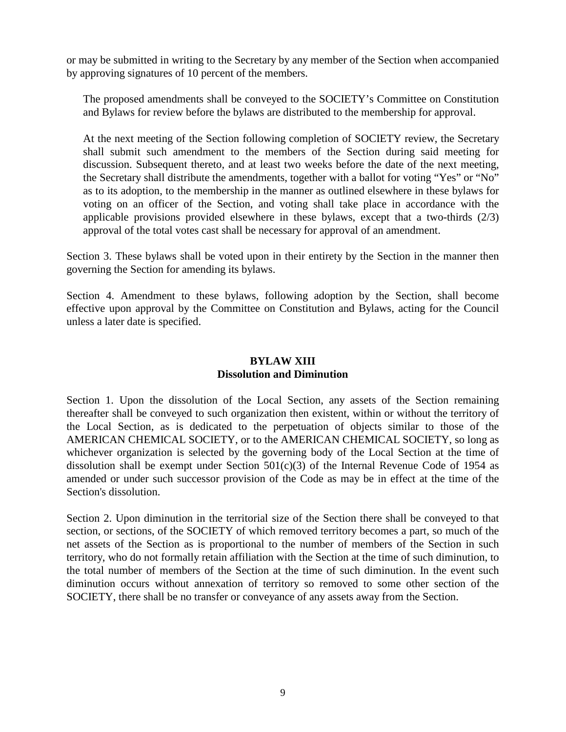or may be submitted in writing to the Secretary by any member of the Section when accompanied by approving signatures of 10 percent of the members.

The proposed amendments shall be conveyed to the SOCIETY's Committee on Constitution and Bylaws for review before the bylaws are distributed to the membership for approval.

At the next meeting of the Section following completion of SOCIETY review, the Secretary shall submit such amendment to the members of the Section during said meeting for discussion. Subsequent thereto, and at least two weeks before the date of the next meeting, the Secretary shall distribute the amendments, together with a ballot for voting "Yes" or "No" as to its adoption, to the membership in the manner as outlined elsewhere in these bylaws for voting on an officer of the Section, and voting shall take place in accordance with the applicable provisions provided elsewhere in these bylaws, except that a two-thirds (2/3) approval of the total votes cast shall be necessary for approval of an amendment.

Section 3. These bylaws shall be voted upon in their entirety by the Section in the manner then governing the Section for amending its bylaws.

Section 4. Amendment to these bylaws, following adoption by the Section, shall become effective upon approval by the Committee on Constitution and Bylaws, acting for the Council unless a later date is specified.

## BYLAW XIII
## Dissolution and Diminution

Section 1. Upon the dissolution of the Local Section, any assets of the Section remaining thereafter shall be conveyed to such organization then existent, within or without the territory of the Local Section, as is dedicated to the perpetuation of objects similar to those of the AMERICAN CHEMICAL SOCIETY, or to the AMERICAN CHEMICAL SOCIETY, so long as whichever organization is selected by the governing body of the Local Section at the time of dissolution shall be exempt under Section 501(c)(3) of the Internal Revenue Code of 1954 as amended or under such successor provision of the Code as may be in effect at the time of the Section's dissolution.

Section 2. Upon diminution in the territorial size of the Section there shall be conveyed to that section, or sections, of the SOCIETY of which removed territory becomes a part, so much of the net assets of the Section as is proportional to the number of members of the Section in such territory, who do not formally retain affiliation with the Section at the time of such diminution, to the total number of members of the Section at the time of such diminution. In the event such diminution occurs without annexation of territory so removed to some other section of the SOCIETY, there shall be no transfer or conveyance of any assets away from the Section.